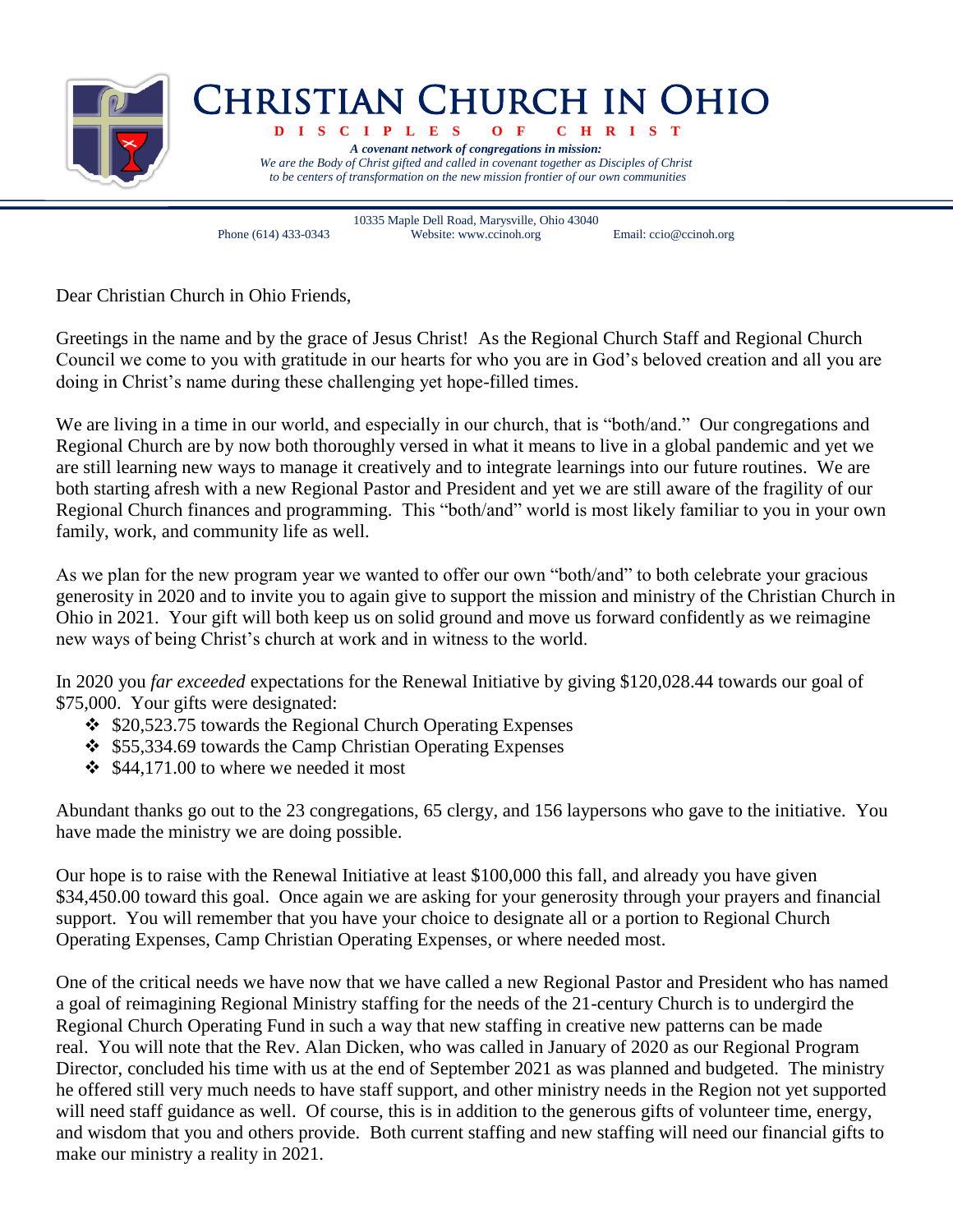# CHRISTIAN CHURCH IN OHIO

**DISCIPLES OF CHRIST**

***A covenant network of congregations in mission:***

*We are the Body of Christ gifted and called in covenant together as Disciples of Christ to be centers of transformation on the new mission frontier of our own communities*

10335 Maple Dell Road, Marysville, Ohio 43040

Phone (614) 433-0343 Website: www.ccinoh.org Email: ccio@ccinoh.org

Dear Christian Church in Ohio Friends,

Greetings in the name and by the grace of Jesus Christ! As the Regional Church Staff and Regional Church Council we come to you with gratitude in our hearts for who you are in God's beloved creation and all you are doing in Christ's name during these challenging yet hope-filled times.

We are living in a time in our world, and especially in our church, that is "both/and." Our congregations and Regional Church are by now both thoroughly versed in what it means to live in a global pandemic and yet we are still learning new ways to manage it creatively and to integrate learnings into our future routines. We are both starting afresh with a new Regional Pastor and President and yet we are still aware of the fragility of our Regional Church finances and programming. This "both/and" world is most likely familiar to you in your own family, work, and community life as well.

As we plan for the new program year we wanted to offer our own "both/and" to both celebrate your gracious generosity in 2020 and to invite you to again give to support the mission and ministry of the Christian Church in Ohio in 2021. Your gift will both keep us on solid ground and move us forward confidently as we reimagine new ways of being Christ's church at work and in witness to the world.

In 2020 you *far exceeded* expectations for the Renewal Initiative by giving $120,028.44 towards our goal of $75,000. Your gifts were designated:

- $20,523.75 towards the Regional Church Operating Expenses
- $55,334.69 towards the Camp Christian Operating Expenses
- $44,171.00 to where we needed it most

Abundant thanks go out to the 23 congregations, 65 clergy, and 156 laypersons who gave to the initiative. You have made the ministry we are doing possible.

Our hope is to raise with the Renewal Initiative at least $100,000 this fall, and already you have given $34,450.00 toward this goal. Once again we are asking for your generosity through your prayers and financial support. You will remember that you have your choice to designate all or a portion to Regional Church Operating Expenses, Camp Christian Operating Expenses, or where needed most.

One of the critical needs we have now that we have called a new Regional Pastor and President who has named a goal of reimagining Regional Ministry staffing for the needs of the 21-century Church is to undergird the Regional Church Operating Fund in such a way that new staffing in creative new patterns can be made real. You will note that the Rev. Alan Dicken, who was called in January of 2020 as our Regional Program Director, concluded his time with us at the end of September 2021 as was planned and budgeted. The ministry he offered still very much needs to have staff support, and other ministry needs in the Region not yet supported will need staff guidance as well. Of course, this is in addition to the generous gifts of volunteer time, energy, and wisdom that you and others provide. Both current staffing and new staffing will need our financial gifts to make our ministry a reality in 2021.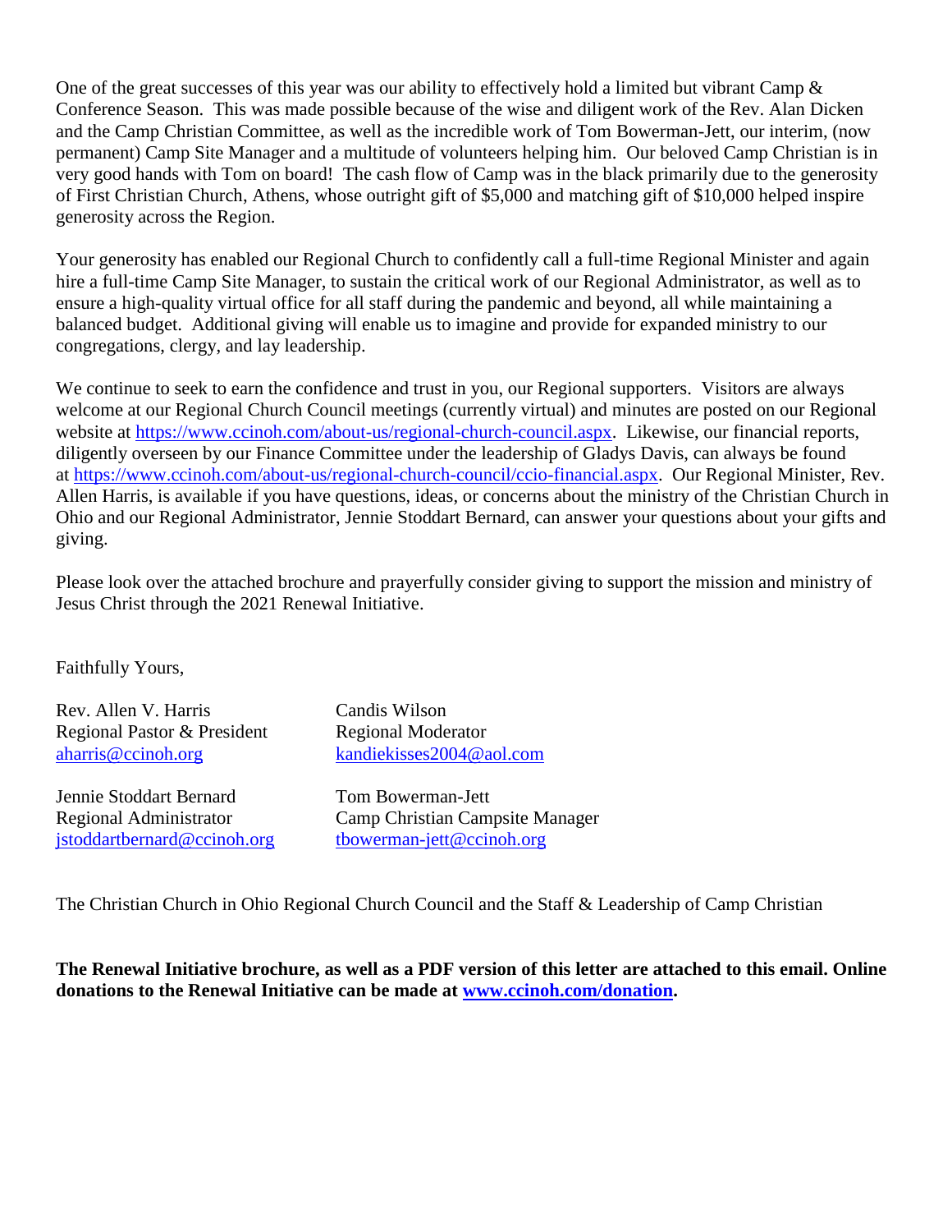One of the great successes of this year was our ability to effectively hold a limited but vibrant Camp & Conference Season. This was made possible because of the wise and diligent work of the Rev. Alan Dicken and the Camp Christian Committee, as well as the incredible work of Tom Bowerman-Jett, our interim, (now permanent) Camp Site Manager and a multitude of volunteers helping him. Our beloved Camp Christian is in very good hands with Tom on board! The cash flow of Camp was in the black primarily due to the generosity of First Christian Church, Athens, whose outright gift of $5,000 and matching gift of $10,000 helped inspire generosity across the Region.

Your generosity has enabled our Regional Church to confidently call a full-time Regional Minister and again hire a full-time Camp Site Manager, to sustain the critical work of our Regional Administrator, as well as to ensure a high-quality virtual office for all staff during the pandemic and beyond, all while maintaining a balanced budget. Additional giving will enable us to imagine and provide for expanded ministry to our congregations, clergy, and lay leadership.

We continue to seek to earn the confidence and trust in you, our Regional supporters. Visitors are always welcome at our Regional Church Council meetings (currently virtual) and minutes are posted on our Regional website at https://www.ccinoh.com/about-us/regional-church-council.aspx. Likewise, our financial reports, diligently overseen by our Finance Committee under the leadership of Gladys Davis, can always be found at https://www.ccinoh.com/about-us/regional-church-council/ccio-financial.aspx. Our Regional Minister, Rev. Allen Harris, is available if you have questions, ideas, or concerns about the ministry of the Christian Church in Ohio and our Regional Administrator, Jennie Stoddart Bernard, can answer your questions about your gifts and giving.

Please look over the attached brochure and prayerfully consider giving to support the mission and ministry of Jesus Christ through the 2021 Renewal Initiative.

Faithfully Yours,

Rev. Allen V. Harris
Regional Pastor & President
aharris@ccinoh.org

Candis Wilson
Regional Moderator
kandiekisses2004@aol.com

Jennie Stoddart Bernard
Regional Administrator
jstoddartbernard@ccinoh.org

Tom Bowerman-Jett
Camp Christian Campsite Manager
tbowerman-jett@ccinoh.org

The Christian Church in Ohio Regional Church Council and the Staff & Leadership of Camp Christian

**The Renewal Initiative brochure, as well as a PDF version of this letter are attached to this email. Online donations to the Renewal Initiative can be made at www.ccinoh.com/donation.**